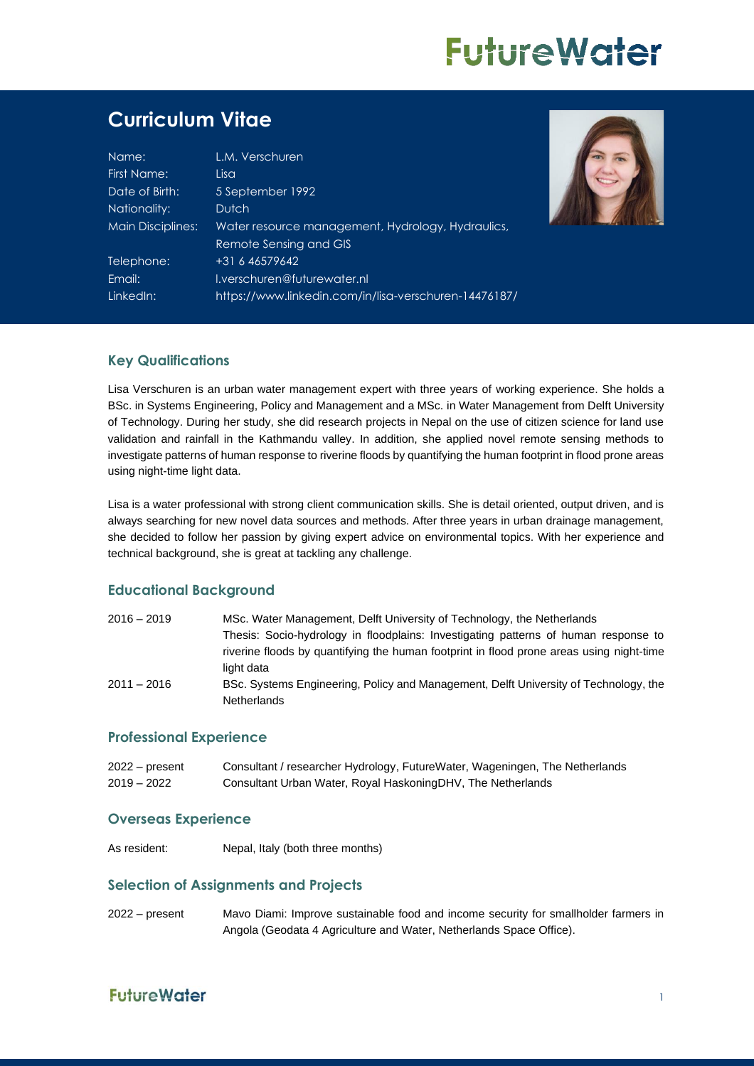# Curriculum Vitae

| | |
|---|---|
| Name: | L.M. Verschuren |
| First Name: | Lisa |
| Date of Birth: | 5 September 1992 |
| Nationality: | Dutch |
| Main Disciplines: | Water resource management, Hydrology, Hydraulics, Remote Sensing and GIS |
| Telephone: | +31 6 46579642 |
| Email: | l.verschuren@futurewater.nl |
| LinkedIn: | https://www.linkedin.com/in/lisa-verschuren-14476187/ |

## Key Qualifications

Lisa Verschuren is an urban water management expert with three years of working experience. She holds a BSc. in Systems Engineering, Policy and Management and a MSc. in Water Management from Delft University of Technology. During her study, she did research projects in Nepal on the use of citizen science for land use validation and rainfall in the Kathmandu valley. In addition, she applied novel remote sensing methods to investigate patterns of human response to riverine floods by quantifying the human footprint in flood prone areas using night-time light data.

Lisa is a water professional with strong client communication skills. She is detail oriented, output driven, and is always searching for new novel data sources and methods. After three years in urban drainage management, she decided to follow her passion by giving expert advice on environmental topics. With her experience and technical background, she is great at tackling any challenge.

## Educational Background

| | |
|---|---|
| 2016 – 2019 | MSc. Water Management, Delft University of Technology, the Netherlands<br>Thesis: Socio-hydrology in floodplains: Investigating patterns of human response to riverine floods by quantifying the human footprint in flood prone areas using night-time light data |
| 2011 – 2016 | BSc. Systems Engineering, Policy and Management, Delft University of Technology, the Netherlands |

## Professional Experience

| | |
|---|---|
| 2022 – present | Consultant / researcher Hydrology, FutureWater, Wageningen, The Netherlands |
| 2019 – 2022 | Consultant Urban Water, Royal HaskoningDHV, The Netherlands |

## Overseas Experience

| | |
|---|---|
| As resident: | Nepal, Italy (both three months) |

## Selection of Assignments and Projects

| | |
|---|---|
| 2022 – present | Mavo Diami: Improve sustainable food and income security for smallholder farmers in Angola (Geodata 4 Agriculture and Water, Netherlands Space Office). |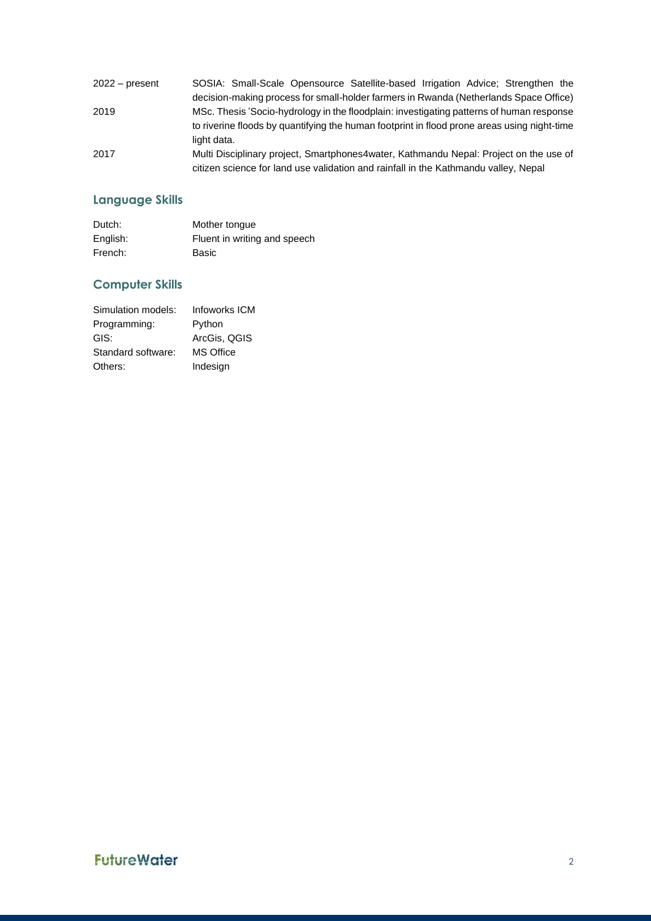| | |
|---|---|
| 2022 – present | SOSIA: Small-Scale Opensource Satellite-based Irrigation Advice; Strengthen the decision-making process for small-holder farmers in Rwanda (Netherlands Space Office) |
| 2019 | MSc. Thesis 'Socio-hydrology in the floodplain: investigating patterns of human response to riverine floods by quantifying the human footprint in flood prone areas using night-time light data. |
| 2017 | Multi Disciplinary project, Smartphones4water, Kathmandu Nepal: Project on the use of citizen science for land use validation and rainfall in the Kathmandu valley, Nepal |

## Language Skills

| | |
|---|---|
| Dutch: | Mother tongue |
| English: | Fluent in writing and speech |
| French: | Basic |

## Computer Skills

| | |
|---|---|
| Simulation models: | Infoworks ICM |
| Programming: | Python |
| GIS: | ArcGis, QGIS |
| Standard software: | MS Office |
| Others: | Indesign |